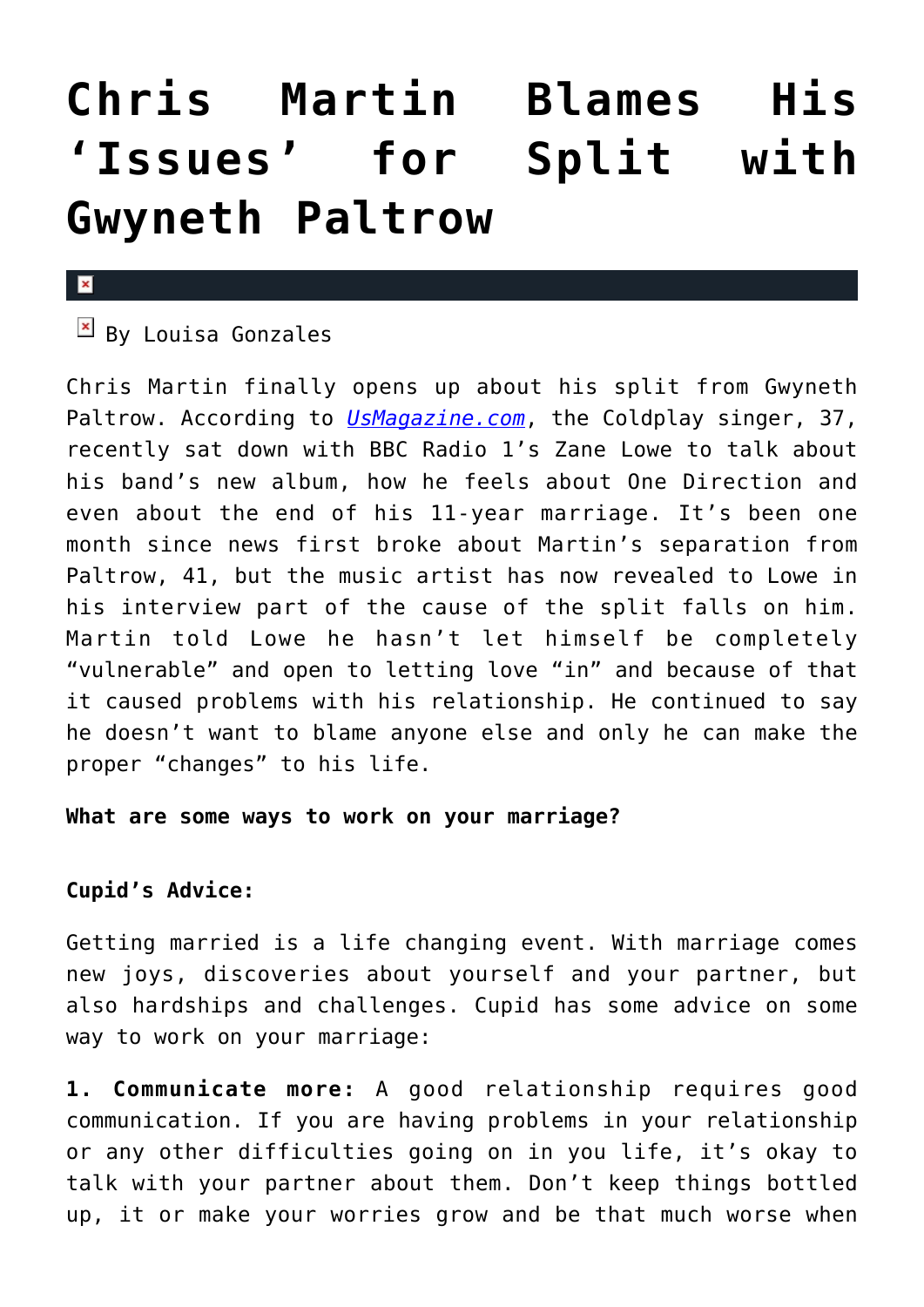# Chris Martin Blames His 'Issues' for Split with Gwyneth Paltrow

By Louisa Gonzales

Chris Martin finally opens up about his split from Gwyneth Paltrow. According to *UsMagazine.com*, the Coldplay singer, 37, recently sat down with BBC Radio 1's Zane Lowe to talk about his band's new album, how he feels about One Direction and even about the end of his 11-year marriage. It's been one month since news first broke about Martin's separation from Paltrow, 41, but the music artist has now revealed to Lowe in his interview part of the cause of the split falls on him. Martin told Lowe he hasn't let himself be completely "vulnerable" and open to letting love "in" and because of that it caused problems with his relationship. He continued to say he doesn't want to blame anyone else and only he can make the proper "changes" to his life.

**What are some ways to work on your marriage?**

**Cupid's Advice:**

Getting married is a life changing event. With marriage comes new joys, discoveries about yourself and your partner, but also hardships and challenges. Cupid has some advice on some way to work on your marriage:

**1. Communicate more:** A good relationship requires good communication. If you are having problems in your relationship or any other difficulties going on in you life, it's okay to talk with your partner about them. Don't keep things bottled up, it or make your worries grow and be that much worse when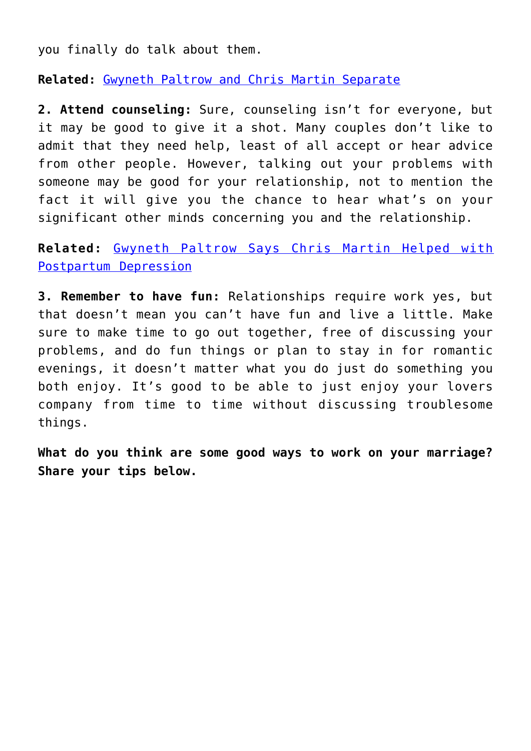you finally do talk about them.

**Related:** [Gwyneth Paltrow and Chris Martin Separate]()

**2. Attend counseling:** Sure, counseling isn't for everyone, but it may be good to give it a shot. Many couples don't like to admit that they need help, least of all accept or hear advice from other people. However, talking out your problems with someone may be good for your relationship, not to mention the fact it will give you the chance to hear what's on your significant other minds concerning you and the relationship.

**Related:** [Gwyneth Paltrow Says Chris Martin Helped with Postpartum Depression]()

**3. Remember to have fun:** Relationships require work yes, but that doesn't mean you can't have fun and live a little. Make sure to make time to go out together, free of discussing your problems, and do fun things or plan to stay in for romantic evenings, it doesn't matter what you do just do something you both enjoy. It's good to be able to just enjoy your lovers company from time to time without discussing troublesome things.

**What do you think are some good ways to work on your marriage? Share your tips below.**